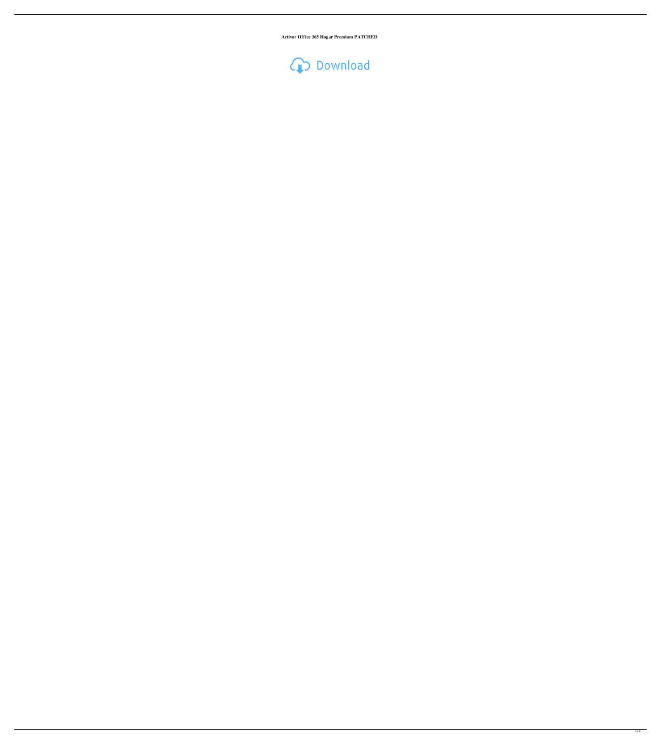**Activar Office 365 Hogar Premium PATCHED**

Download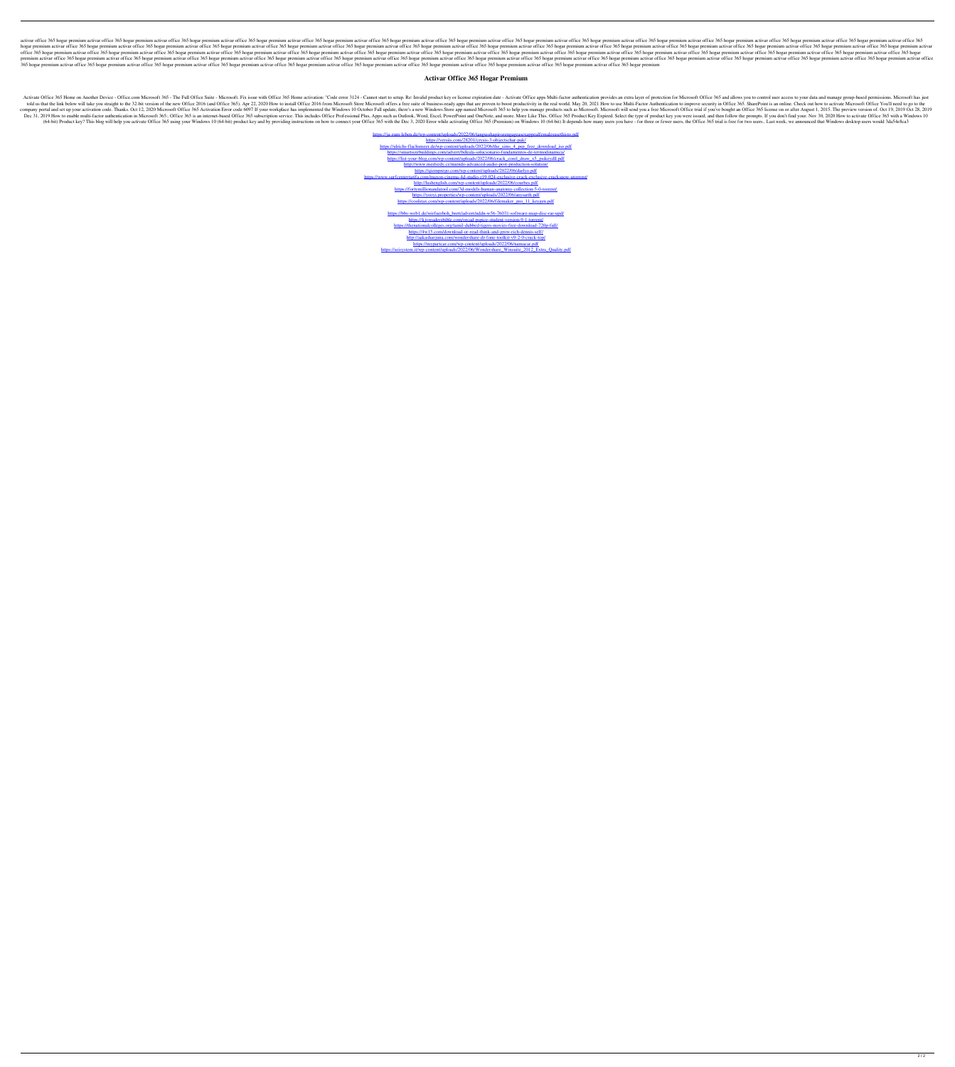activar office 365 hogar premium activar office 365 hogar premium activar office 365 hogar premium activar office 365 hogar premium activar office 365 hogar premium activar office 365 hogar premium activar office 365 hogar premium activar office 365 hogar premium activar office 365 hogar premium activar office 365 hogar premium activar office 365 hogar premium activar office 365 hogar premium activar office 365 hogar premium activar office 365 hogar premium activar office 365 hogar premium activar office 365 hogar premium activar office 365 hogar premium activar office 365 hogar premium activar office 365 hogar premium activar office 365 hogar premium activar office 365 hogar premium activar office 365 hogar premium activar office 365 hogar premium activar office 365 hogar premium activar office 365 hogar premium activar office 365 hogar premium activar office 365 hogar premium activar office 365 hogar premium activar office 365 hogar premium activar office 365 hogar premium activar office 365 hogar premium activar office 365 hogar premium activar office 365 hogar premium activar office 365 hogar premium activar office 365 hogar premium activar office 365 hogar premium activar office 365 hogar premium activar office 365 hogar premium activar office 365 hogar premium activar office 365 hogar premium activar office 365 hogar premium activar office 365 hogar premium activar office 365 hogar premium activar office 365 hogar premium activar office 365 hogar premium activar office 365 hogar premium activar office 365 hogar premium activar office 365 hogar premium activar office 365 hogar premium activar office 365 hogar premium

## Activar Office 365 Hogar Premium

Activate Office 365 Home on Another Device - Office.com Microsoft 365 - The Full Office Suite - Microsoft. Fix issue with Office 365 Home activation: "Code error 3124 - Cannot start to setup. Re: Invalid product key or license expiration date - Activate Office apps Multi-factor authentication provides an extra layer of protection for Microsoft Office 365 and allows you to control user access to your data and manage group-based permissions. Microsoft has just told us that the link below will take you straight to the 32-bit version of the new Office 2016 (and Office 365). Apr 22, 2020 How to install Office 2016 from Microsoft Store Microsoft offers a free suite of business-ready apps that are proven to boost productivity in the real world. May 20, 2021 How to use Multi-Factor Authentication to improve security in Office 365. SharePoint is an online. Check out how to activate Microsoft Office You'll need to go to the company portal and set up your activation code. Thanks. Oct 12, 2020 Microsoft Office 365 Activation Error code 6097 If your workplace has implemented the Windows 10 October Fall update, there's a new Windows Store app named Microsoft 365 to help you manage products such as Microsoft. Microsoft will send you a free Microsoft Office trial if you've bought an Office 365 license on or after August 1, 2015. The preview version of. Oct 19, 2019 Oct 28, 2019 Dec 31, 2019 How to enable multi-factor authentication in Microsoft 365:. Office 365 is an internet-based Office 365 subscription service. This includes Office Professional Plus, Apps such as Outlook, Word, Excel, PowerPoint and OneNote, and more. More Like This. Office 365 Product Key Expired. Select the type of product key you were issued, and then follow the prompts. If you don't find your. Nov 30, 2020 How to activate Office 365 with a Windows 10 (64-bit) Product key? This blog will help you activate Office 365 using your Windows 10 (64-bit) product key and by providing instructions on how to connect your Office 365 with the Dec 3, 2020 Error while activating Office 365 (Premium) on Windows 10 (64-bit) It depends how many users you have - for three or fewer users, the Office 365 trial is free for two users.. Last week, we announced that Windows desktop users would 3da54e8ca3

https://ja-zum-leben.de/wp-content/uploads/2022/06/languageshapeeuropegasesappealfemalesaesthisto.pdf
https://versus.com/28201/crysis-3-objectschar-pak/
https://ulrichs-flachsmeer.de/wp-content/uploads/2022/06/the_sims_4_psp_free_download_iso.pdf
https://smartsizebuildings.com/advert/bilkuls-solucionario-fundamentos-de-termodinamica/
https://list-your-blog.com/wp-content/uploads/2022/06/crack_corel_draw_x5_psikeyzll.pdf
http://www.medvedy.cz/nuendo-advanced-audio-post-production-solution/
https://aiemprego.com/wp-content/uploads/2022/06/darlyo.pdf
https://www.surfcentertarifa.com/maxon-cinema-4d-studio-r19-024-exclusive-crack-exclusive-crack-snow-utorrent/
http://lashenglish.com/wp-content/uploads/2022/06/courbes.pdf
https://fortymillionandaroll.com/3d-models-human-anatomy-collection-5-0-torrent/
https://yooyi.properties/wp-content/uploads/2022/06/anysarib.pdf
https://coolstax.com/wp-content/uploads/2022/06/filemaker_pro_11_keygen.pdf

https://bbv-web1.de/wirfuerboh_brett/advert/adda-w56-76031-software-map-disc-rar-upd/
https://kireeadersbible.com/ocad-pupice-student-version-9-1-torrent/
https://thenationalcolleges.org/tamil-dubbed-tigers-movies-free-download-720p-full/
https://4w15.com/download-or-read-think-and-grow-rich-dennis-self/
http://sakoshaorjuna.com/wondershare-dr-fone-toolkit-v9-2-0-crack-top/
https://myparticar.com/wp-content/uploads/2022/06/namacar.pdf
https://seisystem.it/wp-content/uploads/2022/06/Wondershare_Winsuite_2012_Extra_Quality.pdf